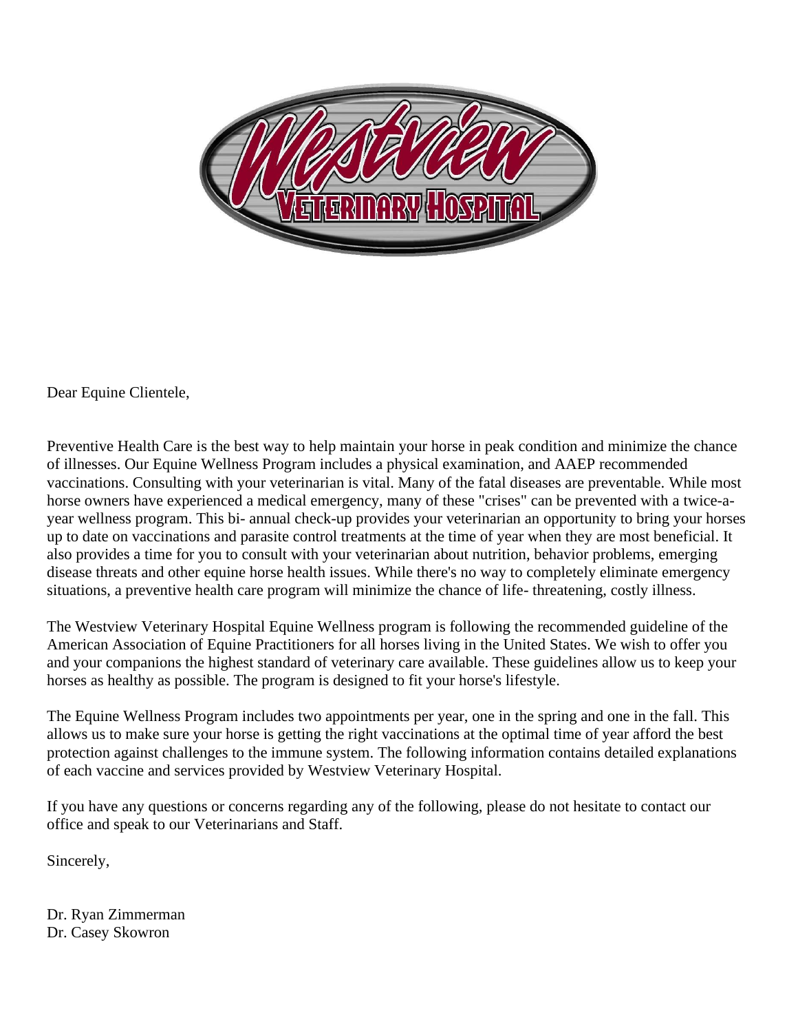Dear Equine Clientele,

Preventive Health Care is the best way to help maintain your horse in peak condition and minimize the chance of illnesses. Our Equine Wellness Program includes a physical examination, and AAEP recommended vaccinations. Consulting with your veterinarian is vital. Many of the fatal diseases are preventable. While most horse owners have experienced a medical emergency, many of these "crises" can be prevented with a twice-a-year wellness program. This bi- annual check-up provides your veterinarian an opportunity to bring your horses up to date on vaccinations and parasite control treatments at the time of year when they are most beneficial. It also provides a time for you to consult with your veterinarian about nutrition, behavior problems, emerging disease threats and other equine horse health issues. While there's no way to completely eliminate emergency situations, a preventive health care program will minimize the chance of life- threatening, costly illness.

The Westview Veterinary Hospital Equine Wellness program is following the recommended guideline of the American Association of Equine Practitioners for all horses living in the United States. We wish to offer you and your companions the highest standard of veterinary care available. These guidelines allow us to keep your horses as healthy as possible. The program is designed to fit your horse's lifestyle.

The Equine Wellness Program includes two appointments per year, one in the spring and one in the fall. This allows us to make sure your horse is getting the right vaccinations at the optimal time of year afford the best protection against challenges to the immune system. The following information contains detailed explanations of each vaccine and services provided by Westview Veterinary Hospital.

If you have any questions or concerns regarding any of the following, please do not hesitate to contact our office and speak to our Veterinarians and Staff.

Sincerely,

Dr. Ryan Zimmerman
Dr. Casey Skowron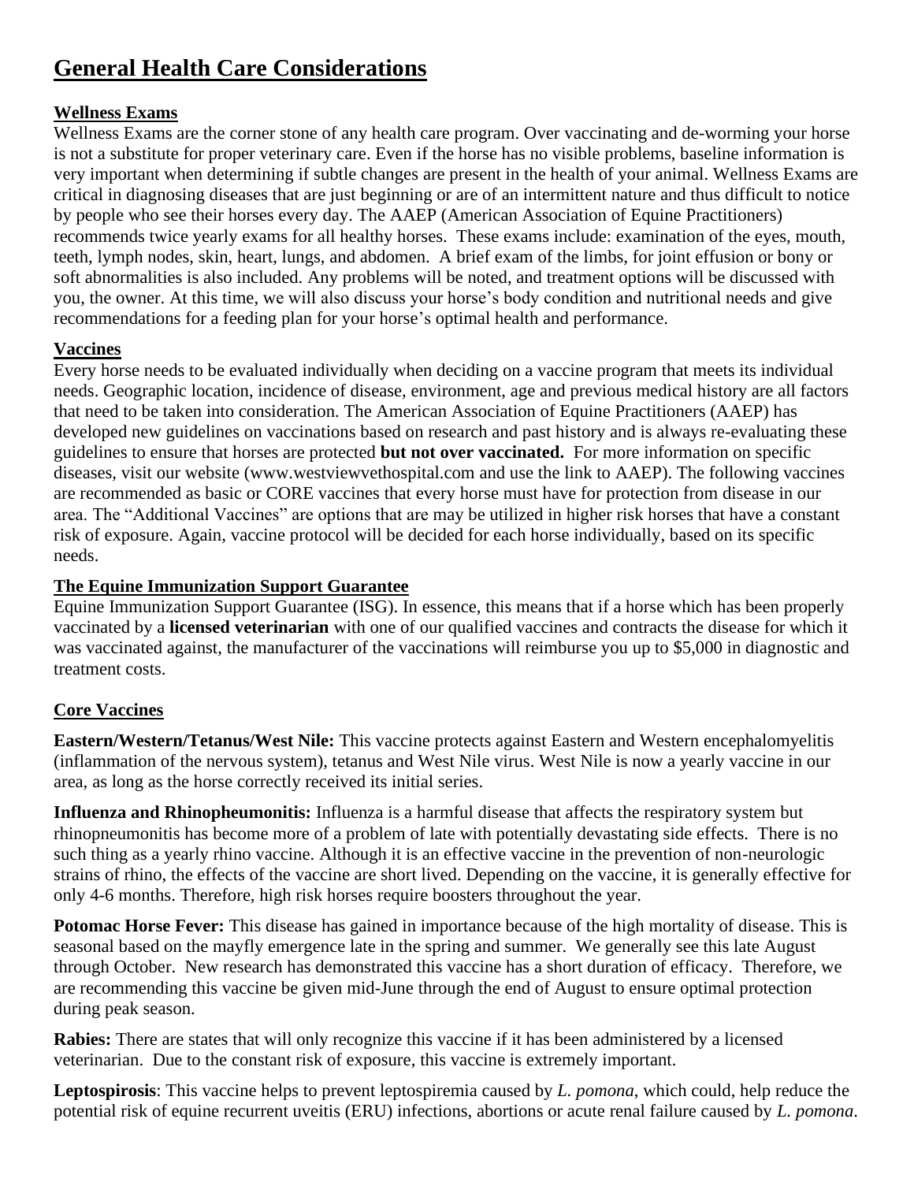# General Health Care Considerations

## Wellness Exams

Wellness Exams are the corner stone of any health care program. Over vaccinating and de-worming your horse is not a substitute for proper veterinary care. Even if the horse has no visible problems, baseline information is very important when determining if subtle changes are present in the health of your animal. Wellness Exams are critical in diagnosing diseases that are just beginning or are of an intermittent nature and thus difficult to notice by people who see their horses every day. The AAEP (American Association of Equine Practitioners) recommends twice yearly exams for all healthy horses. These exams include: examination of the eyes, mouth, teeth, lymph nodes, skin, heart, lungs, and abdomen. A brief exam of the limbs, for joint effusion or bony or soft abnormalities is also included. Any problems will be noted, and treatment options will be discussed with you, the owner. At this time, we will also discuss your horse's body condition and nutritional needs and give recommendations for a feeding plan for your horse's optimal health and performance.

## Vaccines

Every horse needs to be evaluated individually when deciding on a vaccine program that meets its individual needs. Geographic location, incidence of disease, environment, age and previous medical history are all factors that need to be taken into consideration. The American Association of Equine Practitioners (AAEP) has developed new guidelines on vaccinations based on research and past history and is always re-evaluating these guidelines to ensure that horses are protected **but not over vaccinated.** For more information on specific diseases, visit our website (www.westviewvethospital.com and use the link to AAEP). The following vaccines are recommended as basic or CORE vaccines that every horse must have for protection from disease in our area. The "Additional Vaccines" are options that are may be utilized in higher risk horses that have a constant risk of exposure. Again, vaccine protocol will be decided for each horse individually, based on its specific needs.

## The Equine Immunization Support Guarantee

Equine Immunization Support Guarantee (ISG). In essence, this means that if a horse which has been properly vaccinated by a **licensed veterinarian** with one of our qualified vaccines and contracts the disease for which it was vaccinated against, the manufacturer of the vaccinations will reimburse you up to $5,000 in diagnostic and treatment costs.

## Core Vaccines

**Eastern/Western/Tetanus/West Nile:** This vaccine protects against Eastern and Western encephalomyelitis (inflammation of the nervous system), tetanus and West Nile virus. West Nile is now a yearly vaccine in our area, as long as the horse correctly received its initial series.

**Influenza and Rhinopheumonitis:** Influenza is a harmful disease that affects the respiratory system but rhinopneumonitis has become more of a problem of late with potentially devastating side effects. There is no such thing as a yearly rhino vaccine. Although it is an effective vaccine in the prevention of non-neurologic strains of rhino, the effects of the vaccine are short lived. Depending on the vaccine, it is generally effective for only 4-6 months. Therefore, high risk horses require boosters throughout the year.

**Potomac Horse Fever:** This disease has gained in importance because of the high mortality of disease. This is seasonal based on the mayfly emergence late in the spring and summer. We generally see this late August through October. New research has demonstrated this vaccine has a short duration of efficacy. Therefore, we are recommending this vaccine be given mid-June through the end of August to ensure optimal protection during peak season.

**Rabies:** There are states that will only recognize this vaccine if it has been administered by a licensed veterinarian. Due to the constant risk of exposure, this vaccine is extremely important.

**Leptospirosis**: This vaccine helps to prevent leptospiremia caused by *L. pomona*, which could, help reduce the potential risk of equine recurrent uveitis (ERU) infections, abortions or acute renal failure caused by *L. pomona*.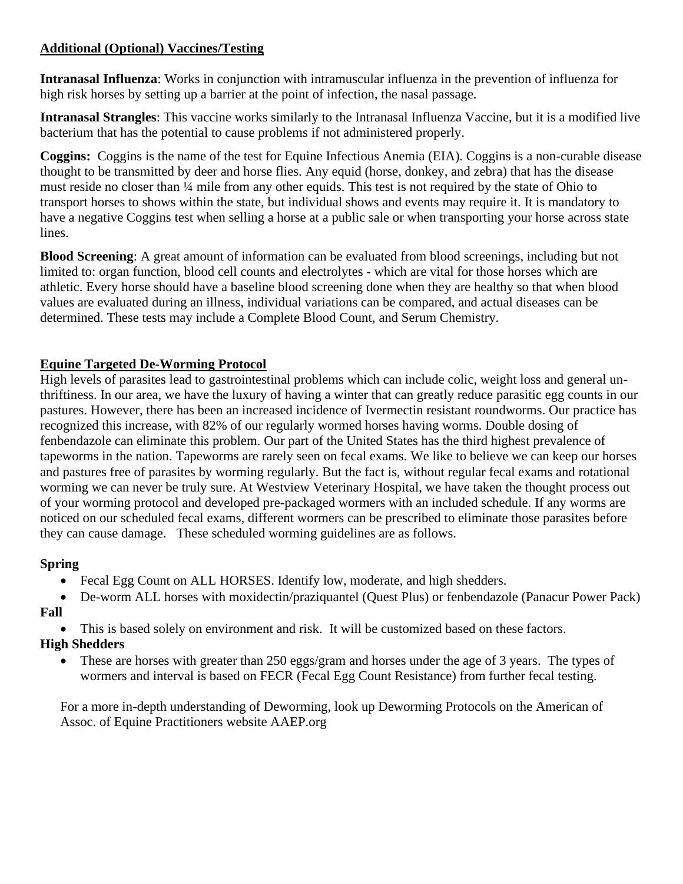## Additional (Optional) Vaccines/Testing

**Intranasal Influenza**: Works in conjunction with intramuscular influenza in the prevention of influenza for high risk horses by setting up a barrier at the point of infection, the nasal passage.

**Intranasal Strangles**: This vaccine works similarly to the Intranasal Influenza Vaccine, but it is a modified live bacterium that has the potential to cause problems if not administered properly.

**Coggins:** Coggins is the name of the test for Equine Infectious Anemia (EIA). Coggins is a non-curable disease thought to be transmitted by deer and horse flies. Any equid (horse, donkey, and zebra) that has the disease must reside no closer than ¼ mile from any other equids. This test is not required by the state of Ohio to transport horses to shows within the state, but individual shows and events may require it. It is mandatory to have a negative Coggins test when selling a horse at a public sale or when transporting your horse across state lines.

**Blood Screening**: A great amount of information can be evaluated from blood screenings, including but not limited to: organ function, blood cell counts and electrolytes - which are vital for those horses which are athletic. Every horse should have a baseline blood screening done when they are healthy so that when blood values are evaluated during an illness, individual variations can be compared, and actual diseases can be determined. These tests may include a Complete Blood Count, and Serum Chemistry.

## Equine Targeted De-Worming Protocol

High levels of parasites lead to gastrointestinal problems which can include colic, weight loss and general un-thriftiness. In our area, we have the luxury of having a winter that can greatly reduce parasitic egg counts in our pastures. However, there has been an increased incidence of Ivermectin resistant roundworms. Our practice has recognized this increase, with 82% of our regularly wormed horses having worms. Double dosing of fenbendazole can eliminate this problem. Our part of the United States has the third highest prevalence of tapeworms in the nation. Tapeworms are rarely seen on fecal exams. We like to believe we can keep our horses and pastures free of parasites by worming regularly. But the fact is, without regular fecal exams and rotational worming we can never be truly sure. At Westview Veterinary Hospital, we have taken the thought process out of your worming protocol and developed pre-packaged wormers with an included schedule. If any worms are noticed on our scheduled fecal exams, different wormers can be prescribed to eliminate those parasites before they can cause damage. These scheduled worming guidelines are as follows.

**Spring**

- Fecal Egg Count on ALL HORSES. Identify low, moderate, and high shedders.
- De-worm ALL horses with moxidectin/praziquantel (Quest Plus) or fenbendazole (Panacur Power Pack)

**Fall**

- This is based solely on environment and risk. It will be customized based on these factors.

**High Shedders**

- These are horses with greater than 250 eggs/gram and horses under the age of 3 years. The types of wormers and interval is based on FECR (Fecal Egg Count Resistance) from further fecal testing.

For a more in-depth understanding of Deworming, look up Deworming Protocols on the American of Assoc. of Equine Practitioners website AAEP.org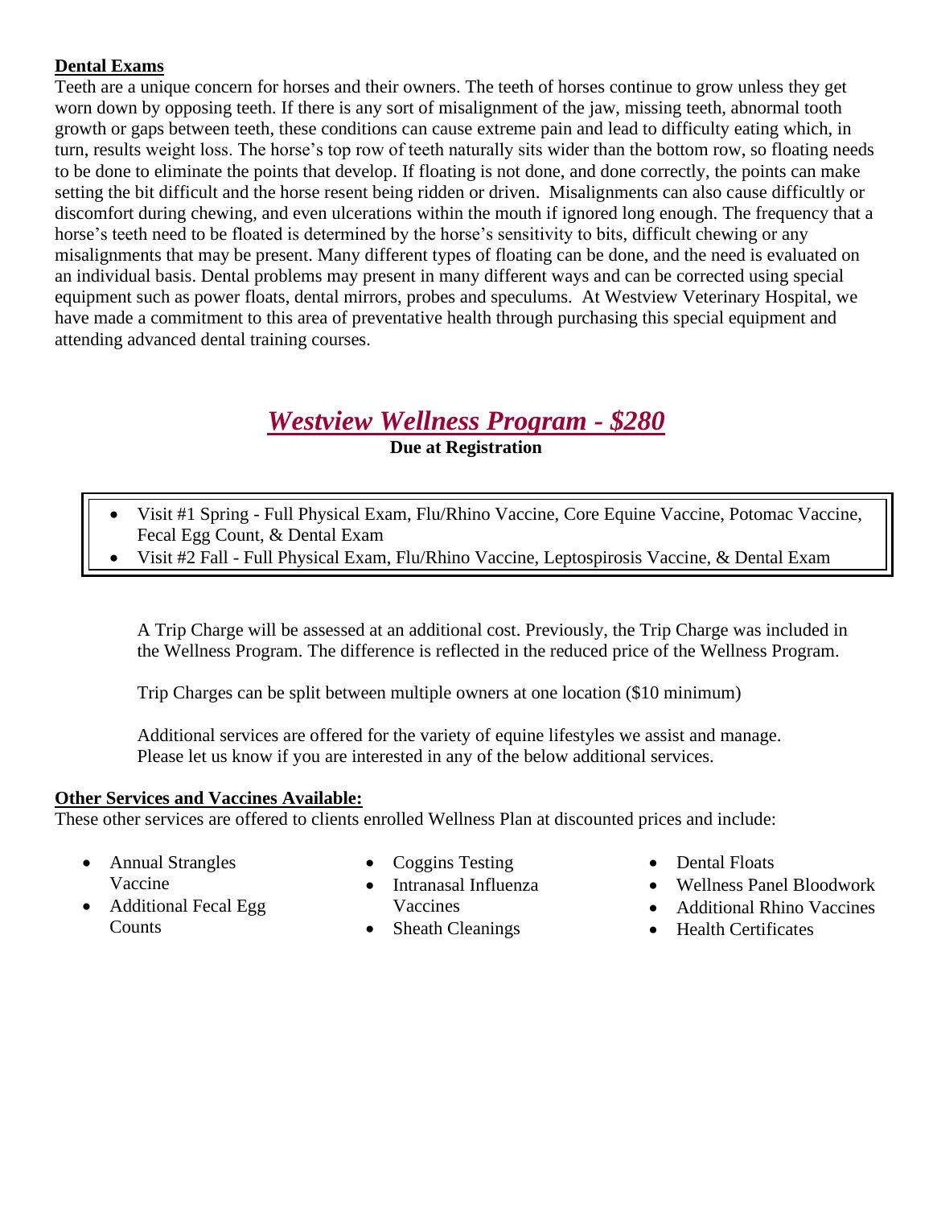**Dental Exams**

Teeth are a unique concern for horses and their owners. The teeth of horses continue to grow unless they get worn down by opposing teeth. If there is any sort of misalignment of the jaw, missing teeth, abnormal tooth growth or gaps between teeth, these conditions can cause extreme pain and lead to difficulty eating which, in turn, results weight loss. The horse's top row of teeth naturally sits wider than the bottom row, so floating needs to be done to eliminate the points that develop. If floating is not done, and done correctly, the points can make setting the bit difficult and the horse resent being ridden or driven. Misalignments can also cause difficultly or discomfort during chewing, and even ulcerations within the mouth if ignored long enough. The frequency that a horse's teeth need to be floated is determined by the horse's sensitivity to bits, difficult chewing or any misalignments that may be present. Many different types of floating can be done, and the need is evaluated on an individual basis. Dental problems may present in many different ways and can be corrected using special equipment such as power floats, dental mirrors, probes and speculums. At Westview Veterinary Hospital, we have made a commitment to this area of preventative health through purchasing this special equipment and attending advanced dental training courses.

# *Westview Wellness Program - $280*

**Due at Registration**

- Visit #1 Spring - Full Physical Exam, Flu/Rhino Vaccine, Core Equine Vaccine, Potomac Vaccine, Fecal Egg Count, & Dental Exam
- Visit #2 Fall - Full Physical Exam, Flu/Rhino Vaccine, Leptospirosis Vaccine, & Dental Exam

A Trip Charge will be assessed at an additional cost. Previously, the Trip Charge was included in the Wellness Program. The difference is reflected in the reduced price of the Wellness Program.

Trip Charges can be split between multiple owners at one location ($10 minimum)

Additional services are offered for the variety of equine lifestyles we assist and manage. Please let us know if you are interested in any of the below additional services.

**Other Services and Vaccines Available:**

These other services are offered to clients enrolled Wellness Plan at discounted prices and include:

- Annual Strangles Vaccine
- Additional Fecal Egg Counts
- Coggins Testing
- Intranasal Influenza Vaccines
- Sheath Cleanings
- Dental Floats
- Wellness Panel Bloodwork
- Additional Rhino Vaccines
- Health Certificates